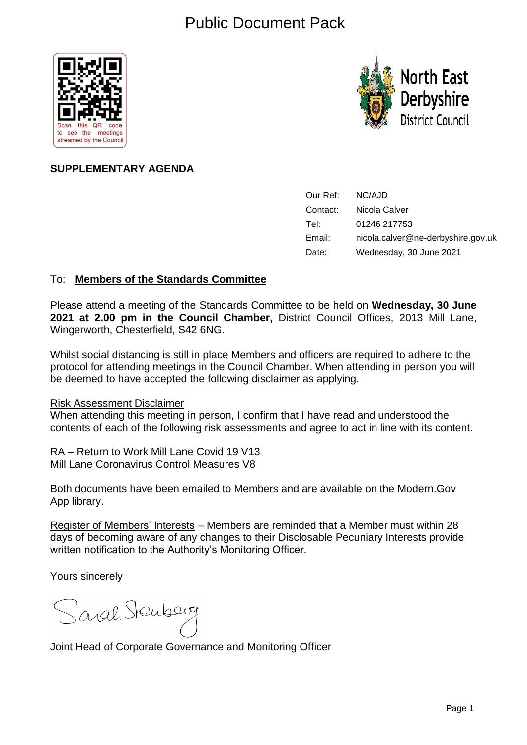# Public Document Pack

Scan this QR code to see the meetings streamed by the Council

North East Derbyshire District Council

**SUPPLEMENTARY AGENDA**

| | |
|---|---|
| Our Ref: | NC/AJD |
| Contact: | Nicola Calver |
| Tel: | 01246 217753 |
| Email: | nicola.calver@ne-derbyshire.gov.uk |
| Date: | Wednesday, 30 June 2021 |

To: **Members of the Standards Committee**

Please attend a meeting of the Standards Committee to be held on **Wednesday, 30 June 2021 at 2.00 pm in the Council Chamber,** District Council Offices, 2013 Mill Lane, Wingerworth, Chesterfield, S42 6NG.

Whilst social distancing is still in place Members and officers are required to adhere to the protocol for attending meetings in the Council Chamber. When attending in person you will be deemed to have accepted the following disclaimer as applying.

Risk Assessment Disclaimer
When attending this meeting in person, I confirm that I have read and understood the contents of each of the following risk assessments and agree to act in line with its content.

RA – Return to Work Mill Lane Covid 19 V13
Mill Lane Coronavirus Control Measures V8

Both documents have been emailed to Members and are available on the Modern.Gov App library.

Register of Members' Interests – Members are reminded that a Member must within 28 days of becoming aware of any changes to their Disclosable Pecuniary Interests provide written notification to the Authority's Monitoring Officer.

Yours sincerely

Sarah Sternberg

Joint Head of Corporate Governance and Monitoring Officer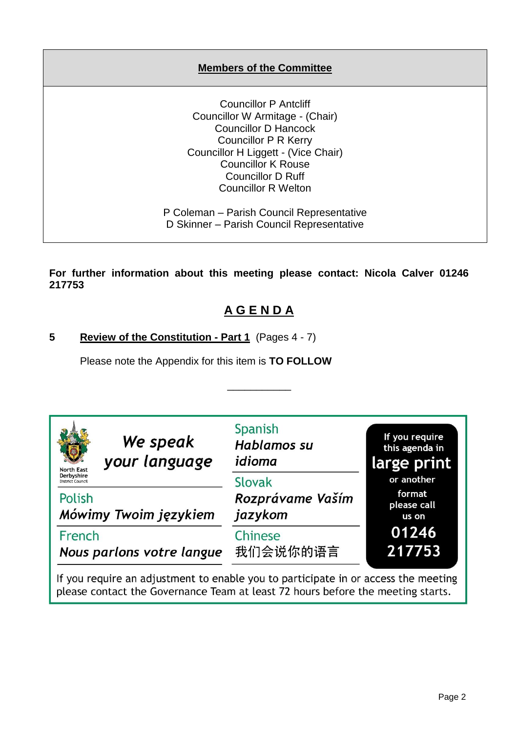## Members of the Committee

Councillor P Antcliff
Councillor W Armitage - (Chair)
Councillor D Hancock
Councillor P R Kerry
Councillor H Liggett - (Vice Chair)
Councillor K Rouse
Councillor D Ruff
Councillor R Welton

P Coleman – Parish Council Representative
D Skinner – Parish Council Representative

**For further information about this meeting please contact: Nicola Calver 01246 217753**

# A G E N D A

**5** **Review of the Constitution - Part 1** (Pages 4 - 7)

Please note the Appendix for this item is **TO FOLLOW**

___________

North East Derbyshire District Council

***We speak your language***

Polish
***Mówimy Twoim językiem***

French
***Nous parlons votre langue***

Spanish
***Hablamos su idioma***

Slovak
***Rozprávame Vaším jazykom***

Chinese
我们会说你的语言

**If you require this agenda in large print or another format please call us on 01246 217753**

If you require an adjustment to enable you to participate in or access the meeting please contact the Governance Team at least 72 hours before the meeting starts.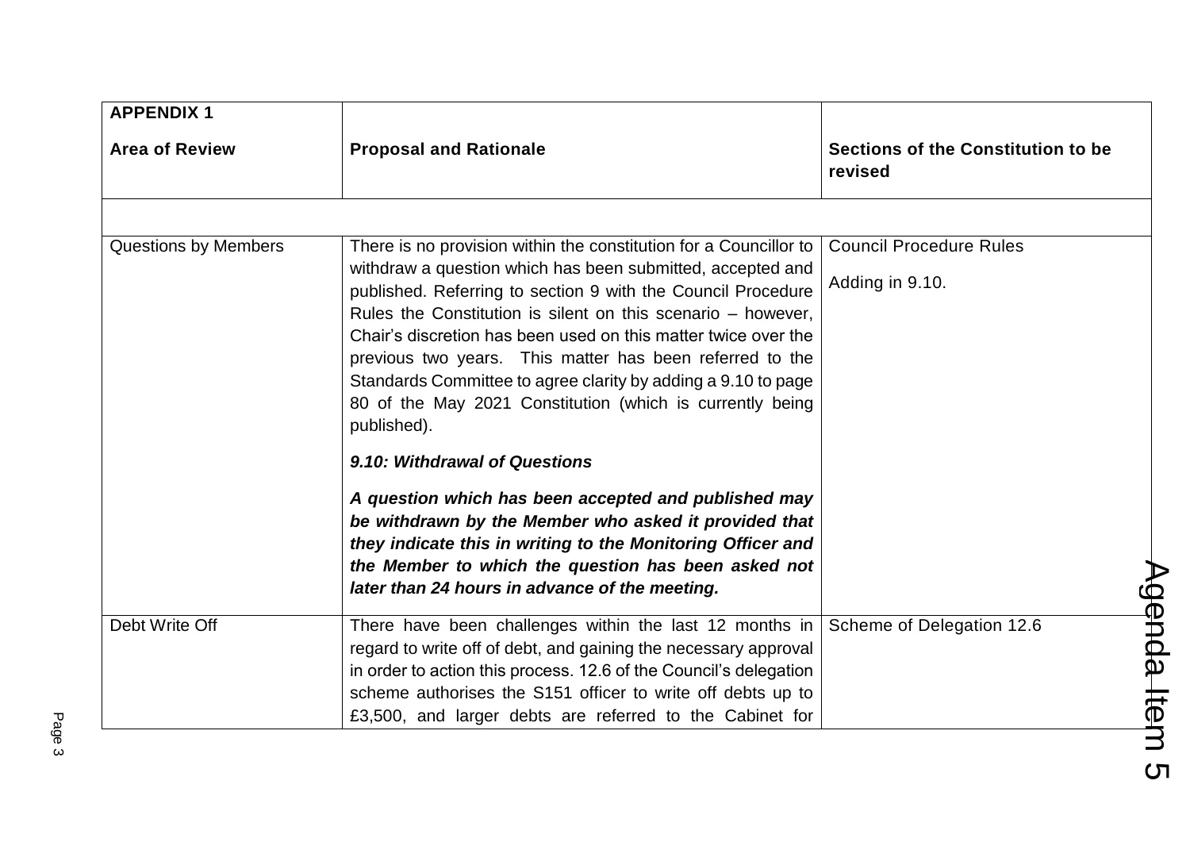| APPENDIX 1<br><br>Area of Review | Proposal and Rationale | Sections of the Constitution to be revised |
|---|---|---|
| | | |
| Questions by Members | There is no provision within the constitution for a Councillor to withdraw a question which has been submitted, accepted and published. Referring to section 9 with the Council Procedure Rules the Constitution is silent on this scenario – however, Chair's discretion has been used on this matter twice over the previous two years. This matter has been referred to the Standards Committee to agree clarity by adding a 9.10 to page 80 of the May 2021 Constitution (which is currently being published).<br><br>***9.10: Withdrawal of Questions***<br><br>***A question which has been accepted and published may be withdrawn by the Member who asked it provided that they indicate this in writing to the Monitoring Officer and the Member to which the question has been asked not later than 24 hours in advance of the meeting.*** | Council Procedure Rules<br><br>Adding in 9.10. |
| Debt Write Off | There have been challenges within the last 12 months in regard to write off of debt, and gaining the necessary approval in order to action this process. 12.6 of the Council's delegation scheme authorises the S151 officer to write off debts up to £3,500, and larger debts are referred to the Cabinet for | Scheme of Delegation 12.6 |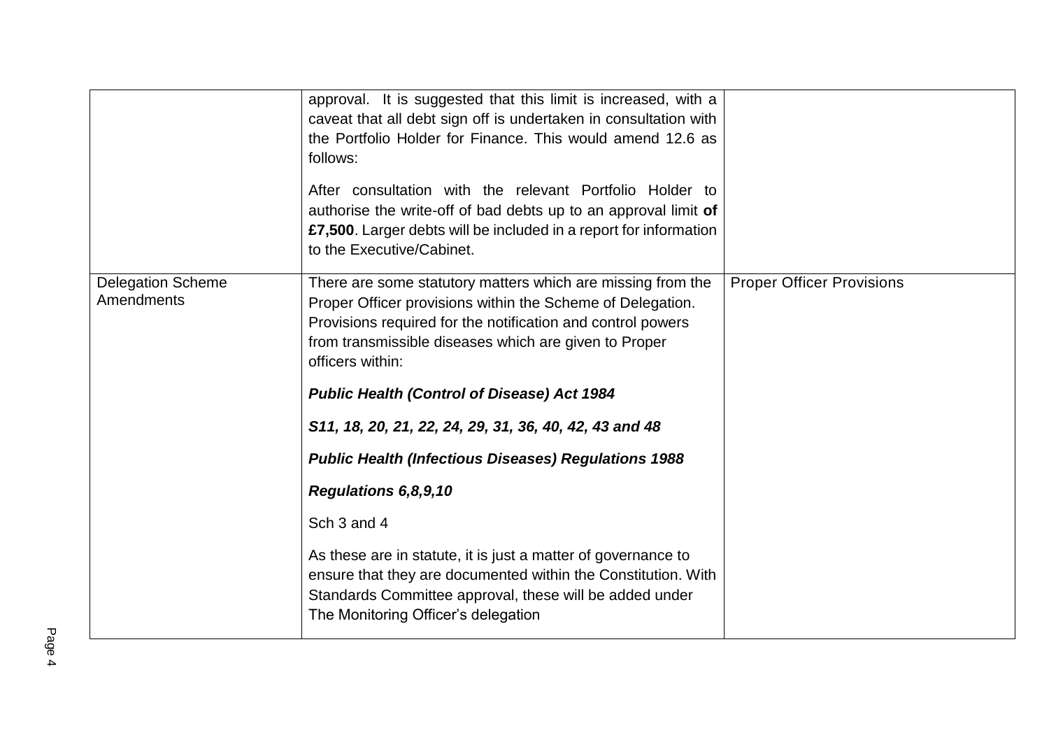|  |  |  |
|---|---|---|
|  | approval. It is suggested that this limit is increased, with a caveat that all debt sign off is undertaken in consultation with the Portfolio Holder for Finance. This would amend 12.6 as follows:<br><br>After consultation with the relevant Portfolio Holder to authorise the write-off of bad debts up to an approval limit **of £7,500**. Larger debts will be included in a report for information to the Executive/Cabinet. |  |
| Delegation Scheme Amendments | There are some statutory matters which are missing from the Proper Officer provisions within the Scheme of Delegation. Provisions required for the notification and control powers from transmissible diseases which are given to Proper officers within:<br><br>***Public Health (Control of Disease) Act 1984***<br><br>***S11, 18, 20, 21, 22, 24, 29, 31, 36, 40, 42, 43 and 48***<br><br>***Public Health (Infectious Diseases) Regulations 1988***<br><br>***Regulations 6,8,9,10***<br><br>Sch 3 and 4<br><br>As these are in statute, it is just a matter of governance to ensure that they are documented within the Constitution. With Standards Committee approval, these will be added under The Monitoring Officer's delegation | Proper Officer Provisions |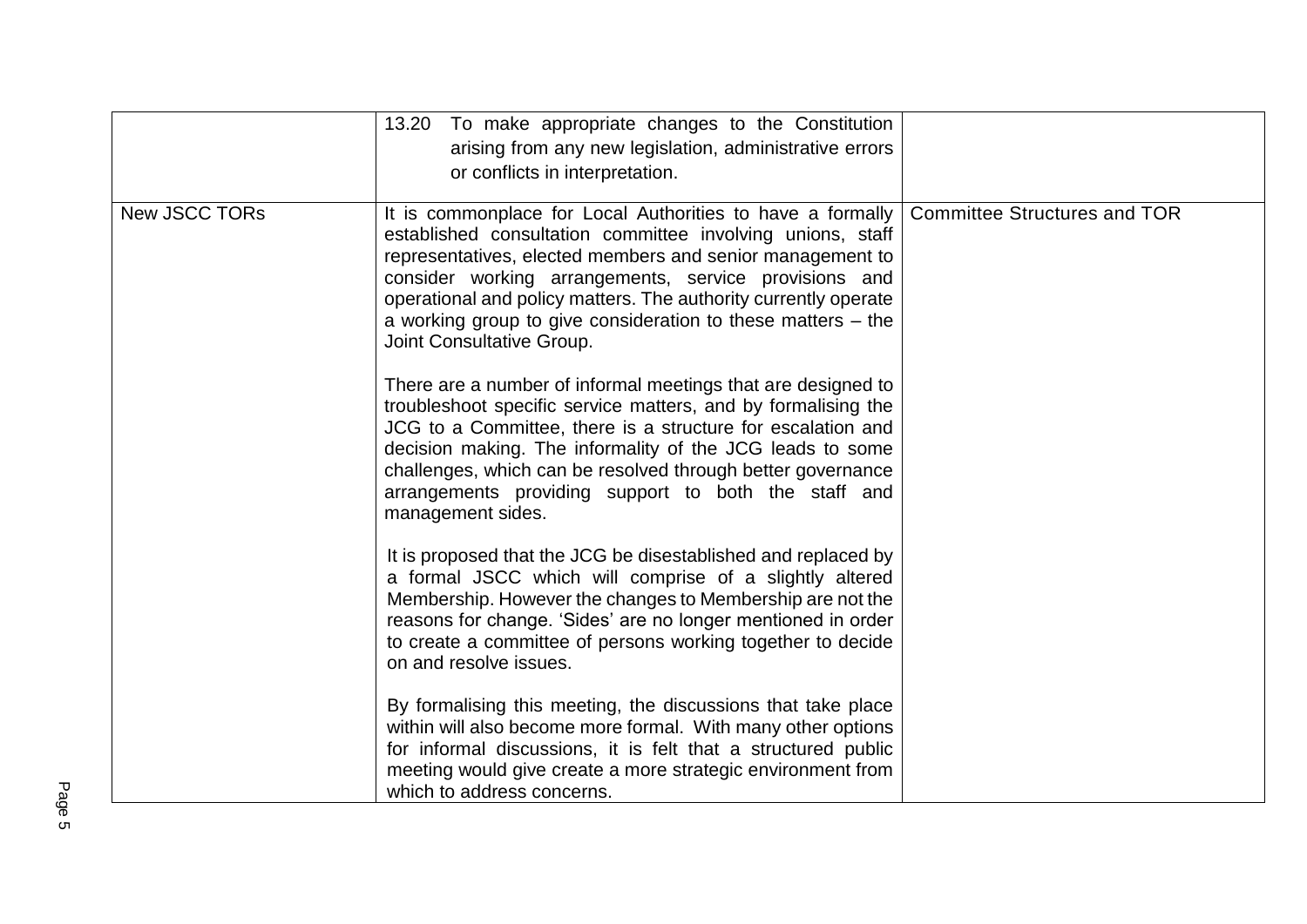|  |  |  |
|---|---|---|
|  | 13.20 To make appropriate changes to the Constitution arising from any new legislation, administrative errors or conflicts in interpretation. |  |
| New JSCC TORs | It is commonplace for Local Authorities to have a formally established consultation committee involving unions, staff representatives, elected members and senior management to consider working arrangements, service provisions and operational and policy matters. The authority currently operate a working group to give consideration to these matters – the Joint Consultative Group.<br><br>There are a number of informal meetings that are designed to troubleshoot specific service matters, and by formalising the JCG to a Committee, there is a structure for escalation and decision making. The informality of the JCG leads to some challenges, which can be resolved through better governance arrangements providing support to both the staff and management sides.<br><br>It is proposed that the JCG be disestablished and replaced by a formal JSCC which will comprise of a slightly altered Membership. However the changes to Membership are not the reasons for change. 'Sides' are no longer mentioned in order to create a committee of persons working together to decide on and resolve issues.<br><br>By formalising this meeting, the discussions that take place within will also become more formal. With many other options for informal discussions, it is felt that a structured public meeting would give create a more strategic environment from which to address concerns. | Committee Structures and TOR |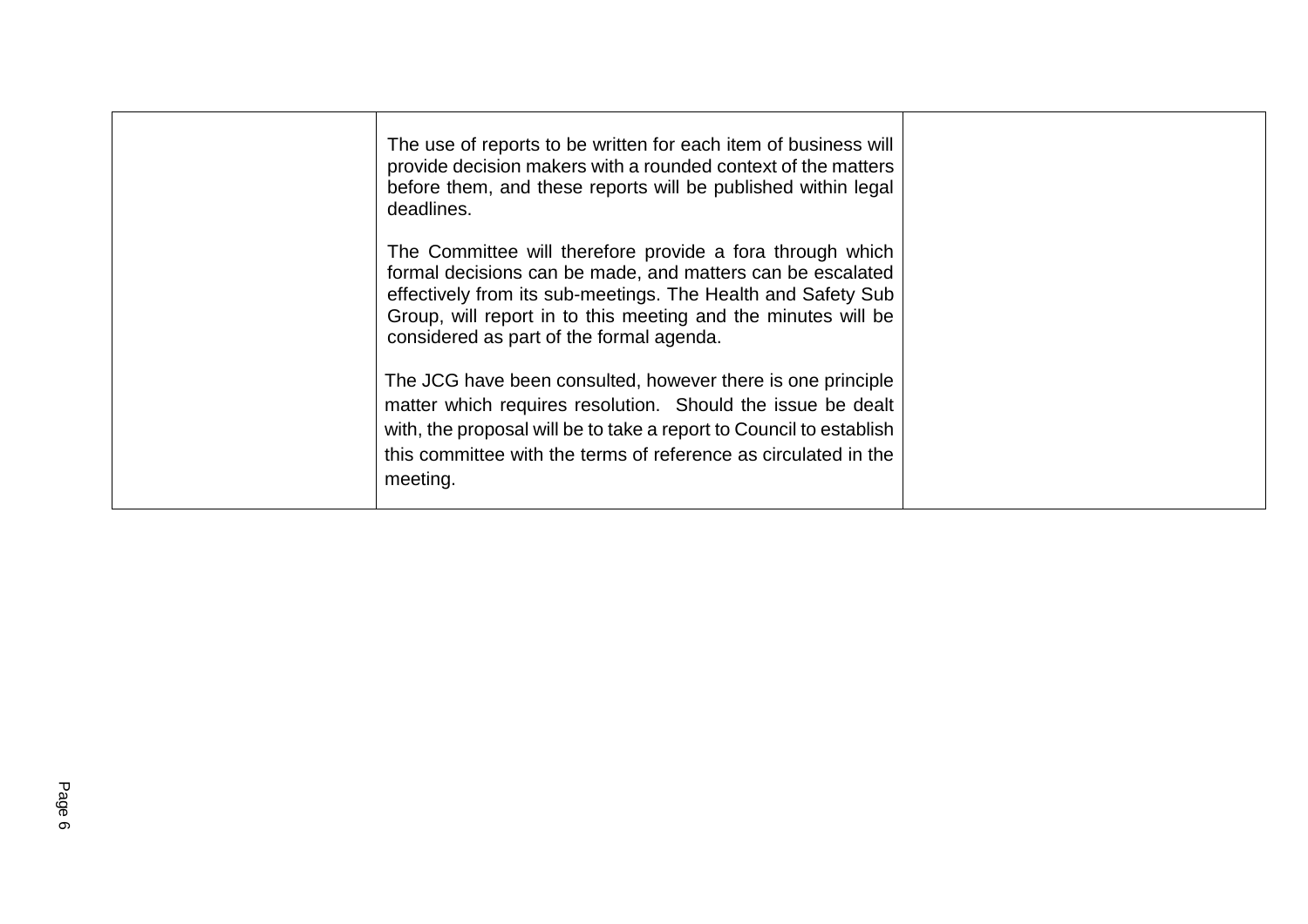| | | |
|---|---|---|
| | The use of reports to be written for each item of business will provide decision makers with a rounded context of the matters before them, and these reports will be published within legal deadlines.<br><br>The Committee will therefore provide a fora through which formal decisions can be made, and matters can be escalated effectively from its sub-meetings. The Health and Safety Sub Group, will report in to this meeting and the minutes will be considered as part of the formal agenda.<br><br>The JCG have been consulted, however there is one principle matter which requires resolution. Should the issue be dealt with, the proposal will be to take a report to Council to establish this committee with the terms of reference as circulated in the meeting. | |